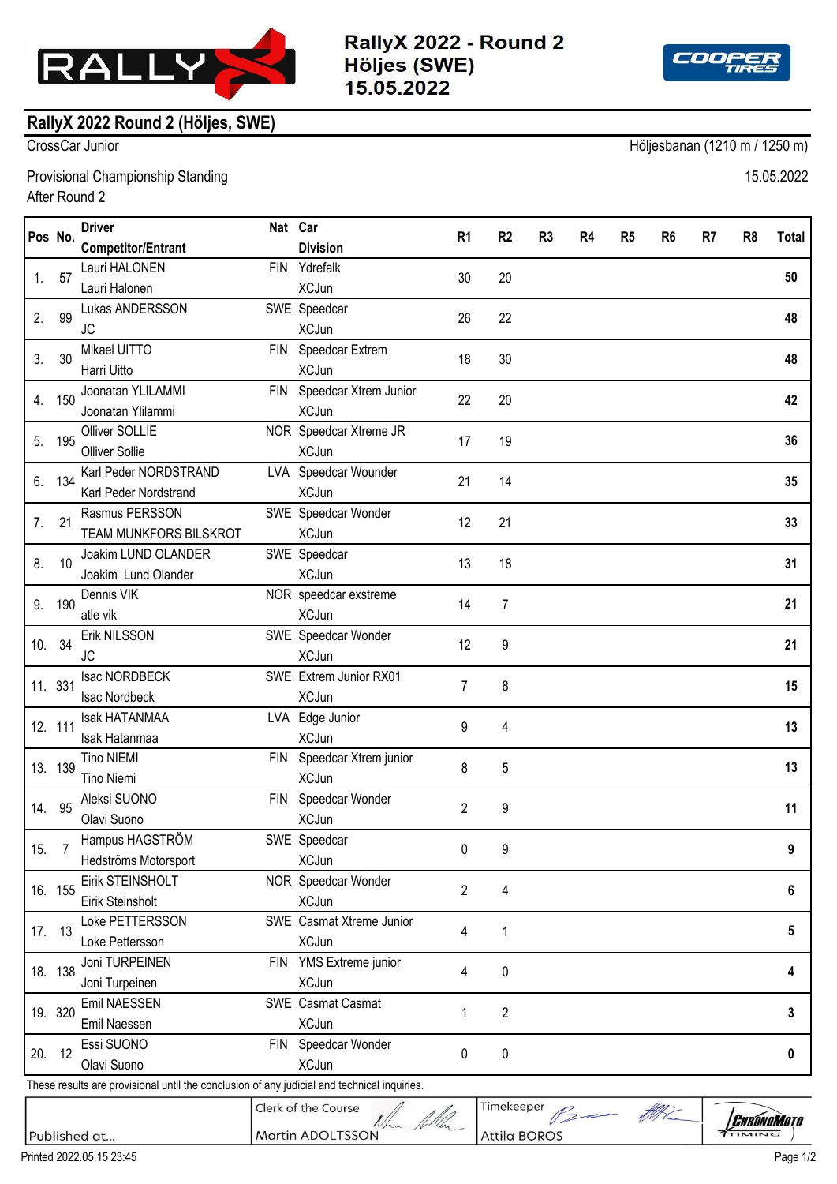# RallyX 2022 - Round 2
# Höljes (SWE)
# 15.05.2022

## RallyX 2022 Round 2 (Höljes, SWE)

CrossCar Junior

Höljesbanan (1210 m / 1250 m)

Provisional Championship Standing
After Round 2

15.05.2022

| Pos | No. | Driver / Competitor/Entrant | Nat | Car / Division | R1 | R2 | R3 | R4 | R5 | R6 | R7 | R8 | Total |
|---|---|---|---|---|---|---|---|---|---|---|---|---|---|
| 1. | 57 | Lauri HALONEN / Lauri Halonen | FIN | Ydrefalk / XCJun | 30 | 20 | | | | | | | **50** |
| 2. | 99 | Lukas ANDERSSON / JC | SWE | Speedcar / XCJun | 26 | 22 | | | | | | | **48** |
| 3. | 30 | Mikael UITTO / Harri Uitto | FIN | Speedcar Extrem / XCJun | 18 | 30 | | | | | | | **48** |
| 4. | 150 | Joonatan YLILAMMI / Joonatan Ylilammi | FIN | Speedcar Xtrem Junior / XCJun | 22 | 20 | | | | | | | **42** |
| 5. | 195 | Olliver SOLLIE / Olliver Sollie | NOR | Speedcar Xtreme JR / XCJun | 17 | 19 | | | | | | | **36** |
| 6. | 134 | Karl Peder NORDSTRAND / Karl Peder Nordstrand | LVA | Speedcar Wounder / XCJun | 21 | 14 | | | | | | | **35** |
| 7. | 21 | Rasmus PERSSON / TEAM MUNKFORS BILSKROT | SWE | Speedcar Wonder / XCJun | 12 | 21 | | | | | | | **33** |
| 8. | 10 | Joakim LUND OLANDER / Joakim Lund Olander | SWE | Speedcar / XCJun | 13 | 18 | | | | | | | **31** |
| 9. | 190 | Dennis VIK / atle vik | NOR | speedcar exstreme / XCJun | 14 | 7 | | | | | | | **21** |
| 10. | 34 | Erik NILSSON / JC | SWE | Speedcar Wonder / XCJun | 12 | 9 | | | | | | | **21** |
| 11. | 331 | Isac NORDBECK / Isac Nordbeck | SWE | Extrem Junior RX01 / XCJun | 7 | 8 | | | | | | | **15** |
| 12. | 111 | Isak HATANMAA / Isak Hatanmaa | LVA | Edge Junior / XCJun | 9 | 4 | | | | | | | **13** |
| 13. | 139 | Tino NIEMI / Tino Niemi | FIN | Speedcar Xtrem junior / XCJun | 8 | 5 | | | | | | | **13** |
| 14. | 95 | Aleksi SUONO / Olavi Suono | FIN | Speedcar Wonder / XCJun | 2 | 9 | | | | | | | **11** |
| 15. | 7 | Hampus HAGSTRÖM / Hedströms Motorsport | SWE | Speedcar / XCJun | 0 | 9 | | | | | | | **9** |
| 16. | 155 | Eirik STEINSHOLT / Eirik Steinsholt | NOR | Speedcar Wonder / XCJun | 2 | 4 | | | | | | | **6** |
| 17. | 13 | Loke PETTERSSON / Loke Pettersson | SWE | Casmat Xtreme Junior / XCJun | 4 | 1 | | | | | | | **5** |
| 18. | 138 | Joni TURPEINEN / Joni Turpeinen | FIN | YMS Extreme junior / XCJun | 4 | 0 | | | | | | | **4** |
| 19. | 320 | Emil NAESSEN / Emil Naessen | SWE | Casmat Casmat / XCJun | 1 | 2 | | | | | | | **3** |
| 20. | 12 | Essi SUONO / Olavi Suono | FIN | Speedcar Wonder / XCJun | 0 | 0 | | | | | | | **0** |

These results are provisional until the conclusion of any judicial and technical inquiries.

| Published at... | Clerk of the Course: Martin ADOLTSSON | Timekeeper: Attila BOROS |
|---|---|---|

Printed 2022.05.15 23:45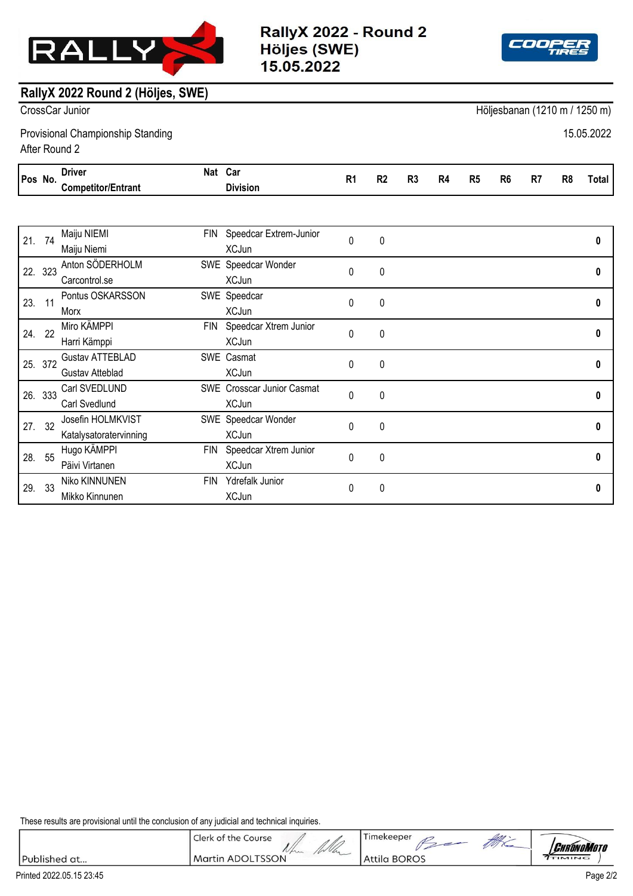# RallyX 2022 - Round 2
# Höljes (SWE)
# 15.05.2022

## RallyX 2022 Round 2 (Höljes, SWE)

CrossCar Junior

Höljesbanan (1210 m / 1250 m)

Provisional Championship Standing
After Round 2

15.05.2022

| Pos | No. | Driver / Competitor/Entrant | Nat | Car / Division | R1 | R2 | R3 | R4 | R5 | R6 | R7 | R8 | Total |
|---|---|---|---|---|---|---|---|---|---|---|---|---|---|
| 21. | 74 | Maiju NIEMI / Maiju Niemi | FIN | Speedcar Extrem-Junior / XCJun | 0 | 0 | | | | | | | **0** |
| 22. | 323 | Anton SÖDERHOLM / Carcontrol.se | SWE | Speedcar Wonder / XCJun | 0 | 0 | | | | | | | **0** |
| 23. | 11 | Pontus OSKARSSON / Morx | SWE | Speedcar / XCJun | 0 | 0 | | | | | | | **0** |
| 24. | 22 | Miro KÄMPPI / Harri Kämppi | FIN | Speedcar Xtrem Junior / XCJun | 0 | 0 | | | | | | | **0** |
| 25. | 372 | Gustav ATTEBLAD / Gustav Atteblad | SWE | Casmat / XCJun | 0 | 0 | | | | | | | **0** |
| 26. | 333 | Carl SVEDLUND / Carl Svedlund | SWE | Crosscar Junior Casmat / XCJun | 0 | 0 | | | | | | | **0** |
| 27. | 32 | Josefin HOLMKVIST / Katalysatoratervinning | SWE | Speedcar Wonder / XCJun | 0 | 0 | | | | | | | **0** |
| 28. | 55 | Hugo KÄMPPI / Päivi Virtanen | FIN | Speedcar Xtrem Junior / XCJun | 0 | 0 | | | | | | | **0** |
| 29. | 33 | Niko KINNUNEN / Mikko Kinnunen | FIN | Ydrefalk Junior / XCJun | 0 | 0 | | | | | | | **0** |

These results are provisional until the conclusion of any judicial and technical inquiries.

| Published at... | Clerk of the Course: Martin ADOLTSSON | Timekeeper: Attila BOROS | CHRONOMOTO TIMING |
|---|---|---|---|

Printed 2022.05.15 23:45